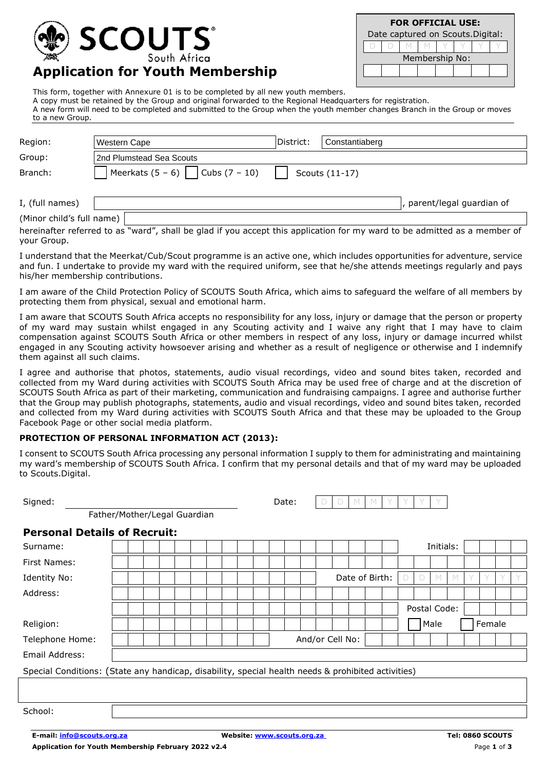# SCOUTS South Africa

## Application for Youth Membership

**FOR OFFICIAL USE:**
Date captured on Scouts.Digital: D D M M Y Y Y Y
Membership No:

This form, together with Annexure 01 is to be completed by all new youth members.
A copy must be retained by the Group and original forwarded to the Regional Headquarters for registration.
A new form will need to be completed and submitted to the Group when the youth member changes Branch in the Group or moves to a new Group.

| | | | |
|---|---|---|---|
| Region: | Western Cape | District: | Constantiaberg |
| Group: | 2nd Plumstead Sea Scouts | | |
| Branch: | ☐ Meerkats (5 – 6) ☐ Cubs (7 – 10) ☐ Scouts (11-17) | | |

I, (full names) ____________________, parent/legal guardian of

(Minor child's full name) ____________________

hereinafter referred to as "ward", shall be glad if you accept this application for my ward to be admitted as a member of your Group.

I understand that the Meerkat/Cub/Scout programme is an active one, which includes opportunities for adventure, service and fun. I undertake to provide my ward with the required uniform, see that he/she attends meetings regularly and pays his/her membership contributions.

I am aware of the Child Protection Policy of SCOUTS South Africa, which aims to safeguard the welfare of all members by protecting them from physical, sexual and emotional harm.

I am aware that SCOUTS South Africa accepts no responsibility for any loss, injury or damage that the person or property of my ward may sustain whilst engaged in any Scouting activity and I waive any right that I may have to claim compensation against SCOUTS South Africa or other members in respect of any loss, injury or damage incurred whilst engaged in any Scouting activity howsoever arising and whether as a result of negligence or otherwise and I indemnify them against all such claims.

I agree and authorise that photos, statements, audio visual recordings, video and sound bites taken, recorded and collected from my Ward during activities with SCOUTS South Africa may be used free of charge and at the discretion of SCOUTS South Africa as part of their marketing, communication and fundraising campaigns. I agree and authorise further that the Group may publish photographs, statements, audio and visual recordings, video and sound bites taken, recorded and collected from my Ward during activities with SCOUTS South Africa and that these may be uploaded to the Group Facebook Page or other social media platform.

**PROTECTION OF PERSONAL INFORMATION ACT (2013):**

I consent to SCOUTS South Africa processing any personal information I supply to them for administrating and maintaining my ward's membership of SCOUTS South Africa. I confirm that my personal details and that of my ward may be uploaded to Scouts.Digital.

Signed: ____________________ Date: D D M M Y Y Y Y
Father/Mother/Legal Guardian

## Personal Details of Recruit:

| | | | |
|---|---|---|---|
| Surname: | | Initials: | |
| First Names: | | | |
| Identity No: | | Date of Birth: | D D M M Y Y Y Y |
| Address: | | | |
| | | Postal Code: | |
| Religion: | | ☐ Male | ☐ Female |
| Telephone Home: | | And/or Cell No: | |
| Email Address: | | | |

Special Conditions: (State any handicap, disability, special health needs & prohibited activities)

School:

E-mail: info@scouts.org.za Website: www.scouts.org.za Tel: 0860 SCOUTS
Application for Youth Membership February 2022 v2.4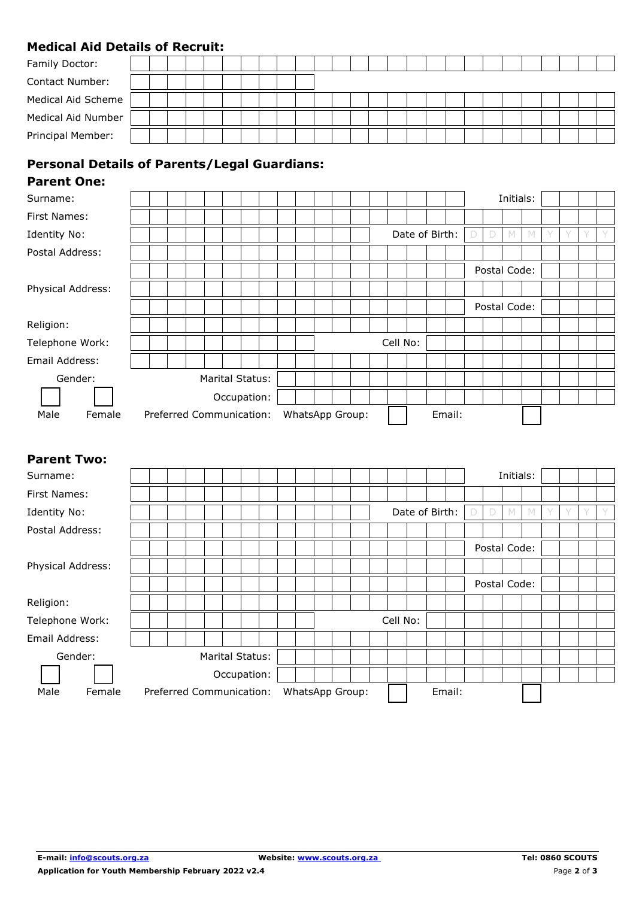## Medical Aid Details of Recruit:

Family Doctor:

Contact Number:

Medical Aid Scheme

Medical Aid Number

Principal Member:

## Personal Details of Parents/Legal Guardians:

### Parent One:

Surname: Initials:

First Names:

Identity No: Date of Birth: D D M M Y Y Y Y

Postal Address:

Postal Code:

Physical Address:

Postal Code:

Religion:

Telephone Work: Cell No:

Email Address:

Gender: Marital Status:

Occupation:

Male Female Preferred Communication: WhatsApp Group: Email:

### Parent Two:

Surname: Initials:

First Names:

Identity No: Date of Birth: D D M M Y Y Y Y

Postal Address:

Postal Code:

Physical Address:

Postal Code:

Religion:

Telephone Work: Cell No:

Email Address:

Gender: Marital Status:

Occupation:

Male Female Preferred Communication: WhatsApp Group: Email:

E-mail: info@scouts.org.za Website: www.scouts.org.za Tel: 0860 SCOUTS

Application for Youth Membership February 2022 v2.4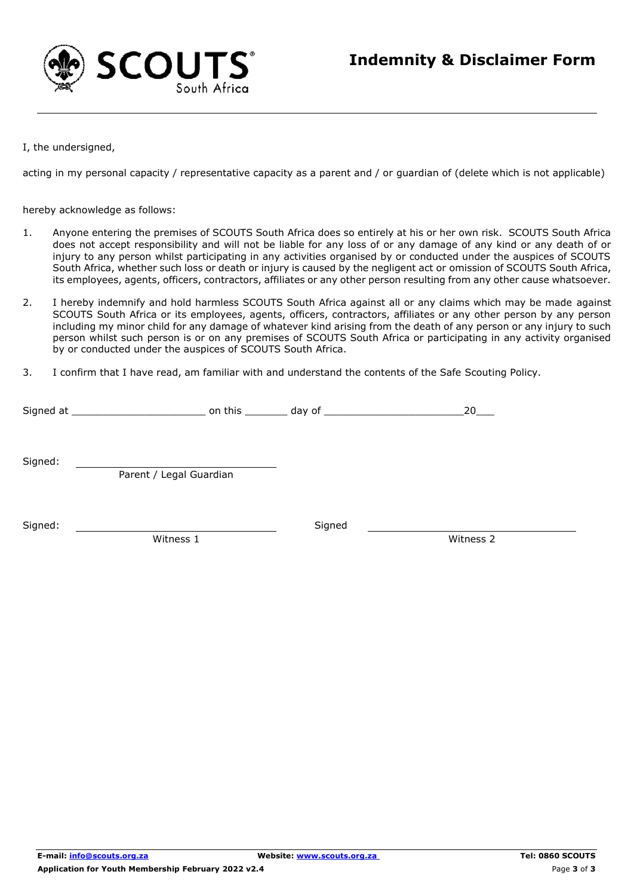# Indemnity & Disclaimer Form

I, the undersigned,

acting in my personal capacity / representative capacity as a parent and / or guardian of (delete which is not applicable)

hereby acknowledge as follows:

1. Anyone entering the premises of SCOUTS South Africa does so entirely at his or her own risk. SCOUTS South Africa does not accept responsibility and will not be liable for any loss of or any damage of any kind or any death of or injury to any person whilst participating in any activities organised by or conducted under the auspices of SCOUTS South Africa, whether such loss or death or injury is caused by the negligent act or omission of SCOUTS South Africa, its employees, agents, officers, contractors, affiliates or any other person resulting from any other cause whatsoever.

2. I hereby indemnify and hold harmless SCOUTS South Africa against all or any claims which may be made against SCOUTS South Africa or its employees, agents, officers, contractors, affiliates or any other person by any person including my minor child for any damage of whatever kind arising from the death of any person or any injury to such person whilst such person is or on any premises of SCOUTS South Africa or participating in any activity organised by or conducted under the auspices of SCOUTS South Africa.

3. I confirm that I have read, am familiar with and understand the contents of the Safe Scouting Policy.

Signed at ______________________ on this _______ day of _______________________20___

Signed: ________________________________
Parent / Legal Guardian

Signed: ________________________________ Signed ________________________________
Witness 1 Witness 2

E-mail: info@scouts.org.za Website: www.scouts.org.za Tel: 0860 SCOUTS

Application for Youth Membership February 2022 v2.4